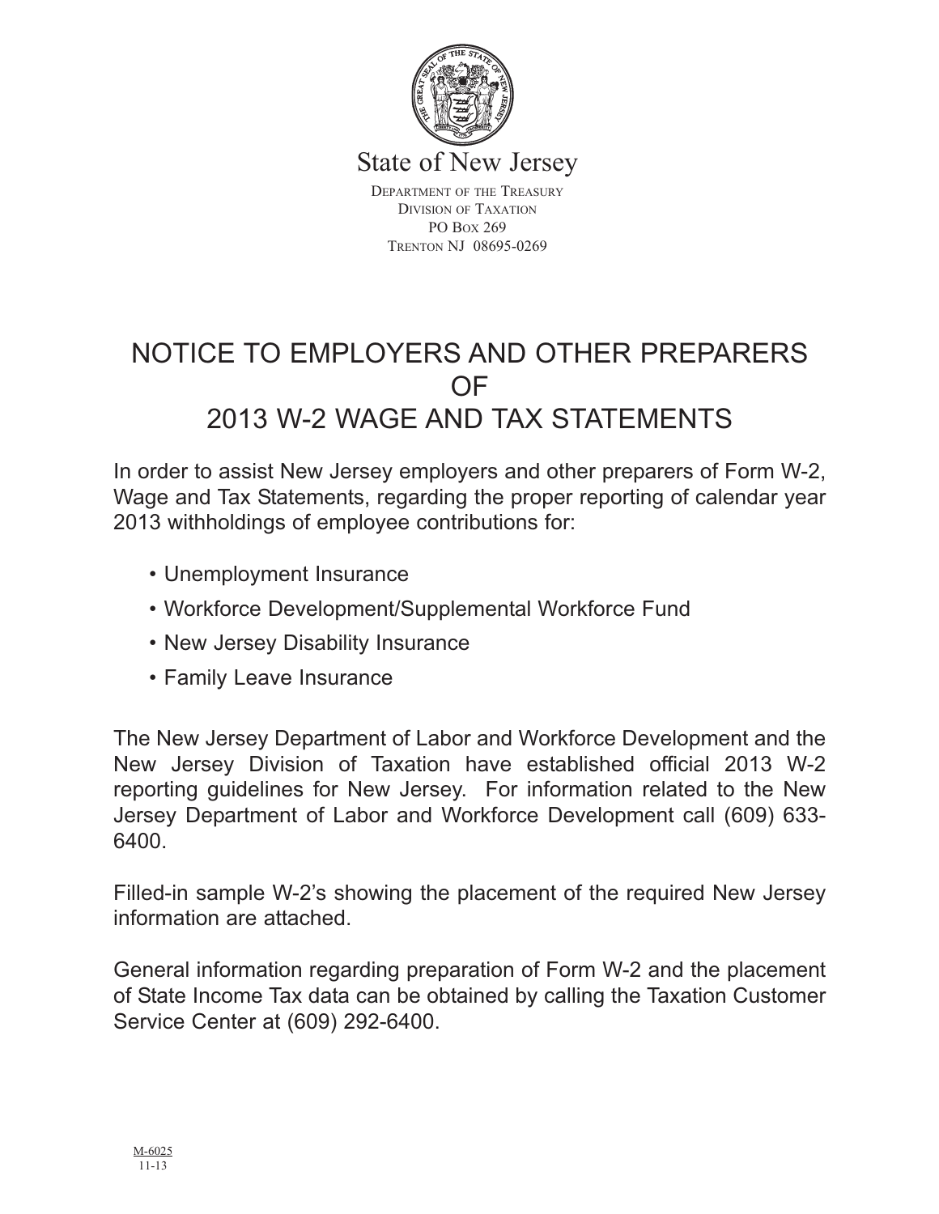State of New Jersey

Department of the Treasury
Division of Taxation
PO Box 269
Trenton NJ 08695-0269

# NOTICE TO EMPLOYERS AND OTHER PREPARERS OF 2013 W-2 WAGE AND TAX STATEMENTS

In order to assist New Jersey employers and other preparers of Form W-2, Wage and Tax Statements, regarding the proper reporting of calendar year 2013 withholdings of employee contributions for:

- Unemployment Insurance
- Workforce Development/Supplemental Workforce Fund
- New Jersey Disability Insurance
- Family Leave Insurance

The New Jersey Department of Labor and Workforce Development and the New Jersey Division of Taxation have established official 2013 W-2 reporting guidelines for New Jersey. For information related to the New Jersey Department of Labor and Workforce Development call (609) 633-6400.

Filled-in sample W-2's showing the placement of the required New Jersey information are attached.

General information regarding preparation of Form W-2 and the placement of State Income Tax data can be obtained by calling the Taxation Customer Service Center at (609) 292-6400.

M-6025
11-13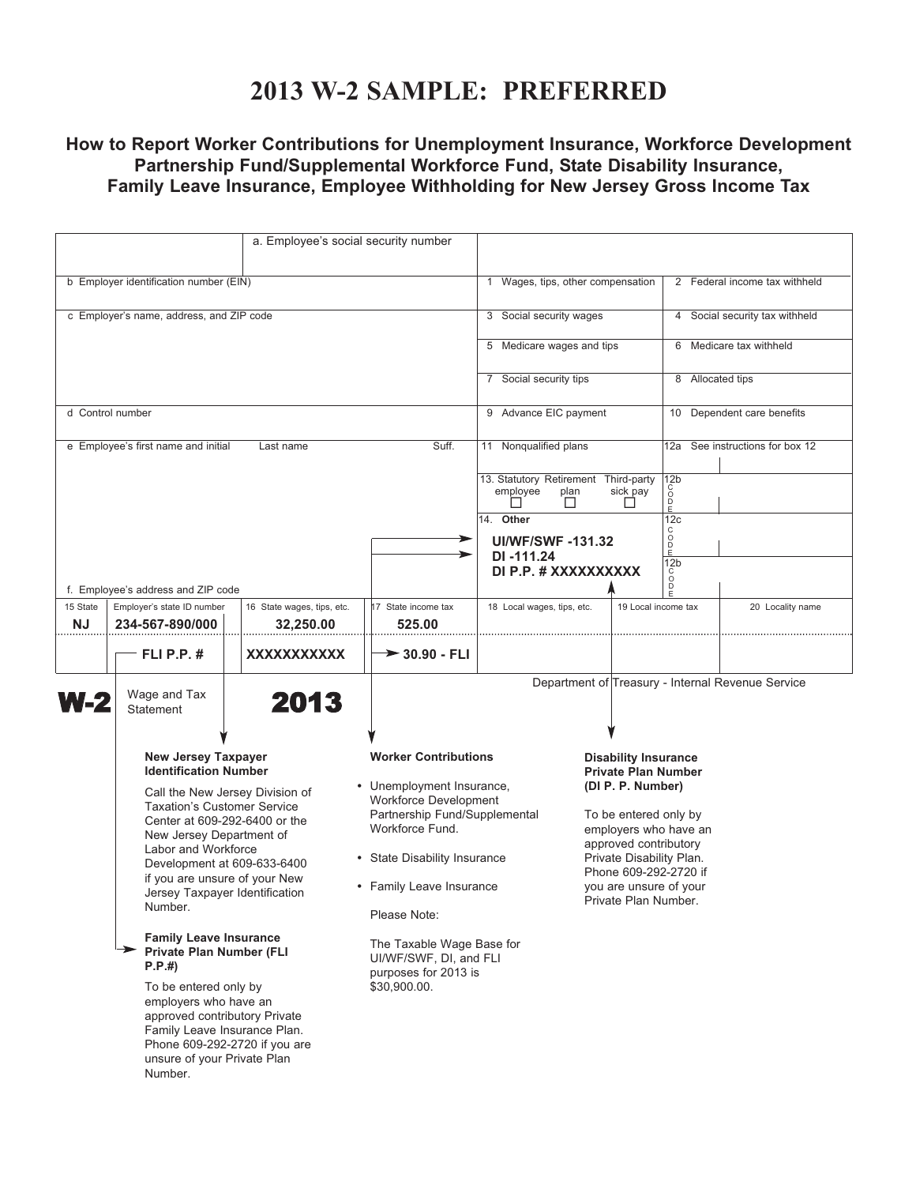# 2013 W-2 SAMPLE: PREFERRED

### How to Report Worker Contributions for Unemployment Insurance, Workforce Development Partnership Fund/Supplemental Workforce Fund, State Disability Insurance, Family Leave Insurance, Employee Withholding for New Jersey Gross Income Tax

| | | | |
|---|---|---|---|
| a. Employee's social security number | | | |
| b Employer identification number (EIN) | | 1 Wages, tips, other compensation | 2 Federal income tax withheld |
| c Employer's name, address, and ZIP code | | 3 Social security wages | 4 Social security tax withheld |
| | | 5 Medicare wages and tips | 6 Medicare tax withheld |
| | | 7 Social security tips | 8 Allocated tips |
| d Control number | | 9 Advance EIC payment | 10 Dependent care benefits |
| e Employee's first name and initial | Last name Suff. | 11 Nonqualified plans | 12a See instructions for box 12 |
| | | 13. Statutory employee / Retirement plan / Third-party sick pay | 12b CODE |
| | | 14. Other<br>**UI/WF/SWF -131.32**<br>**DI -111.24**<br>**DI P.P. # XXXXXXXXXX** | 12c CODE |
| f. Employee's address and ZIP code | | | 12b CODE |

| 15 State | Employer's state ID number | 16 State wages, tips, etc. | 17 State income tax | 18 Local wages, tips, etc. | 19 Local income tax | 20 Locality name |
|---|---|---|---|---|---|---|
| **NJ** | **234-567-890/000** | **32,250.00** | **525.00** | | | |
| | **FLI P.P. #** | **XXXXXXXXXXX** | **30.90 - FLI** | | | |

**W-2** Wage and Tax Statement **2013**

Department of Treasury - Internal Revenue Service

**New Jersey Taxpayer Identification Number**

Call the New Jersey Division of Taxation's Customer Service Center at 609-292-6400 or the New Jersey Department of Labor and Workforce Development at 609-633-6400 if you are unsure of your New Jersey Taxpayer Identification Number.

**Family Leave Insurance Private Plan Number (FLI P.P.#)**

To be entered only by employers who have an approved contributory Private Family Leave Insurance Plan. Phone 609-292-2720 if you are unsure of your Private Plan Number.

**Worker Contributions**

- Unemployment Insurance, Workforce Development Partnership Fund/Supplemental Workforce Fund.
- State Disability Insurance
- Family Leave Insurance

Please Note:

The Taxable Wage Base for UI/WF/SWF, DI, and FLI purposes for 2013 is $30,900.00.

**Disability Insurance Private Plan Number (DI P. P. Number)**

To be entered only by employers who have an approved contributory Private Disability Plan. Phone 609-292-2720 if you are unsure of your Private Plan Number.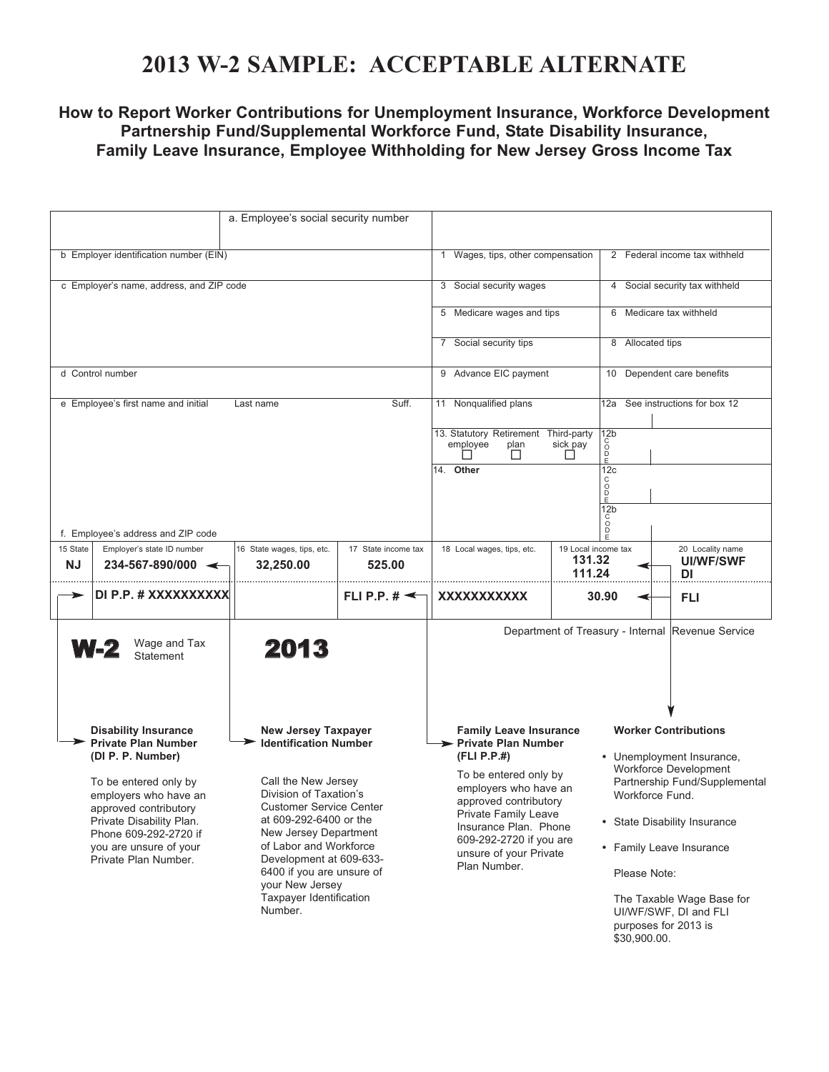# 2013 W-2 SAMPLE: ACCEPTABLE ALTERNATE

### How to Report Worker Contributions for Unemployment Insurance, Workforce Development Partnership Fund/Supplemental Workforce Fund, State Disability Insurance, Family Leave Insurance, Employee Withholding for New Jersey Gross Income Tax

| | a. Employee's social security number | | | | |
|---|---|---|---|---|---|
| b Employer identification number (EIN) | | | 1 Wages, tips, other compensation | | 2 Federal income tax withheld |
| c Employer's name, address, and ZIP code | | | 3 Social security wages | | 4 Social security tax withheld |
| | | | 5 Medicare wages and tips | | 6 Medicare tax withheld |
| | | | 7 Social security tips | | 8 Allocated tips |
| d Control number | | | 9 Advance EIC payment | | 10 Dependent care benefits |
| e Employee's first name and initial | Last name | Suff. | 11 Nonqualified plans | | 12a See instructions for box 12 |
| | | | 13. Statutory employee ☐ Retirement plan ☐ Third-party sick pay ☐ | | 12b CODE |
| | | | 14. **Other** | | 12c CODE |
| f. Employee's address and ZIP code | | | | | 12b CODE |

| 15 State | Employer's state ID number | 16 State wages, tips, etc. | 17 State income tax | 18 Local wages, tips, etc. | 19 Local income tax | 20 Locality name |
|---|---|---|---|---|---|---|
| **NJ** | **234-567-890/000** | **32,250.00** | **525.00** | | **131.32**<br>**111.24** | **UI/WF/SWF**<br>**DI** |
| | **DI P.P. # XXXXXXXXXX** | | **FLI P.P. #** | **XXXXXXXXXXX** | **30.90** | **FLI** |

**W-2** Wage and Tax Statement **2013**

Department of Treasury - Internal Revenue Service

**Disability Insurance Private Plan Number (DI P. P. Number)**

To be entered only by employers who have an approved contributory Private Disability Plan. Phone 609-292-2720 if you are unsure of your Private Plan Number.

**New Jersey Taxpayer Identification Number**

Call the New Jersey Division of Taxation's Customer Service Center at 609-292-6400 or the New Jersey Department of Labor and Workforce Development at 609-633-6400 if you are unsure of your New Jersey Taxpayer Identification Number.

**Family Leave Insurance Private Plan Number (FLI P.P.#)**

To be entered only by employers who have an approved contributory Private Family Leave Insurance Plan. Phone 609-292-2720 if you are unsure of your Private Plan Number.

**Worker Contributions**

- Unemployment Insurance, Workforce Development Partnership Fund/Supplemental Workforce Fund.
- State Disability Insurance
- Family Leave Insurance

Please Note:

The Taxable Wage Base for UI/WF/SWF, DI and FLI purposes for 2013 is $30,900.00.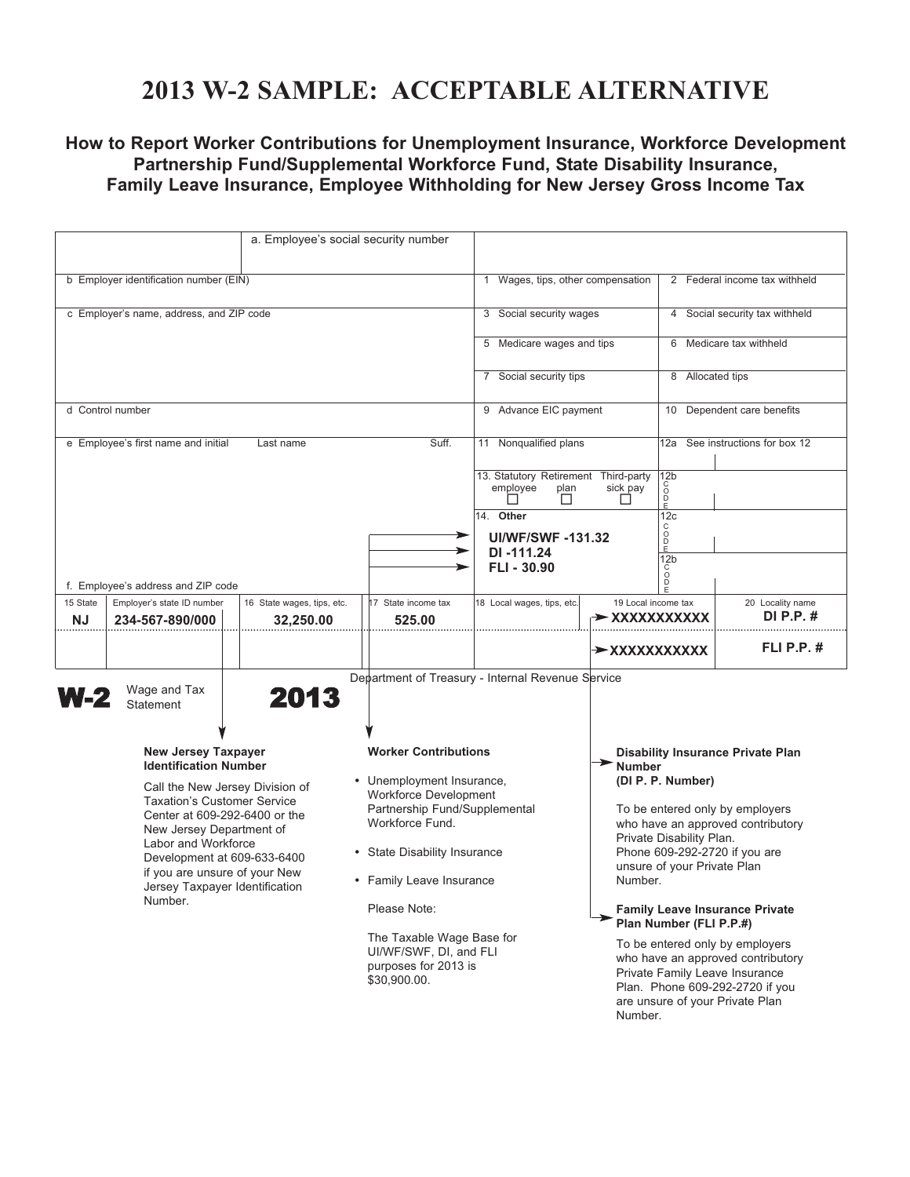# 2013 W-2 SAMPLE: ACCEPTABLE ALTERNATIVE

## How to Report Worker Contributions for Unemployment Insurance, Workforce Development Partnership Fund/Supplemental Workforce Fund, State Disability Insurance, Family Leave Insurance, Employee Withholding for New Jersey Gross Income Tax

| | | | |
|---|---|---|---|
| a. Employee's social security number | | | |
| b Employer identification number (EIN) | | 1 Wages, tips, other compensation | 2 Federal income tax withheld |
| c Employer's name, address, and ZIP code | | 3 Social security wages | 4 Social security tax withheld |
| | | 5 Medicare wages and tips | 6 Medicare tax withheld |
| | | 7 Social security tips | 8 Allocated tips |
| d Control number | | 9 Advance EIC payment | 10 Dependent care benefits |
| e Employee's first name and initial | Last name Suff. | 11 Nonqualified plans | 12a See instructions for box 12 |
| | | 13. Statutory employee ☐ Retirement plan ☐ Third-party sick pay ☐ | 12b CODE |
| | | 14. Other **UI/WF/SWF -131.32** **DI -111.24** **FLI - 30.90** | 12c CODE |
| f. Employee's address and ZIP code | | | 12b CODE |

| 15 State | Employer's state ID number | 16 State wages, tips, etc. | 17 State income tax | 18 Local wages, tips, etc. | 19 Local income tax | 20 Locality name |
|---|---|---|---|---|---|---|
| **NJ** | **234-567-890/000** | **32,250.00** | **525.00** | | **XXXXXXXXXXX** | **DI P.P. #** |
| | | | | | **XXXXXXXXXXX** | **FLI P.P. #** |

**W-2** Wage and Tax Statement **2013** Department of Treasury - Internal Revenue Service

**New Jersey Taxpayer Identification Number**

Call the New Jersey Division of Taxation's Customer Service Center at 609-292-6400 or the New Jersey Department of Labor and Workforce Development at 609-633-6400 if you are unsure of your New Jersey Taxpayer Identification Number.

**Worker Contributions**

- Unemployment Insurance, Workforce Development Partnership Fund/Supplemental Workforce Fund.
- State Disability Insurance
- Family Leave Insurance

Please Note:

The Taxable Wage Base for UI/WF/SWF, DI, and FLI purposes for 2013 is $30,900.00.

**Disability Insurance Private Plan Number (DI P. P. Number)**

To be entered only by employers who have an approved contributory Private Disability Plan. Phone 609-292-2720 if you are unsure of your Private Plan Number.

**Family Leave Insurance Private Plan Number (FLI P.P.#)**

To be entered only by employers who have an approved contributory Private Family Leave Insurance Plan. Phone 609-292-2720 if you are unsure of your Private Plan Number.